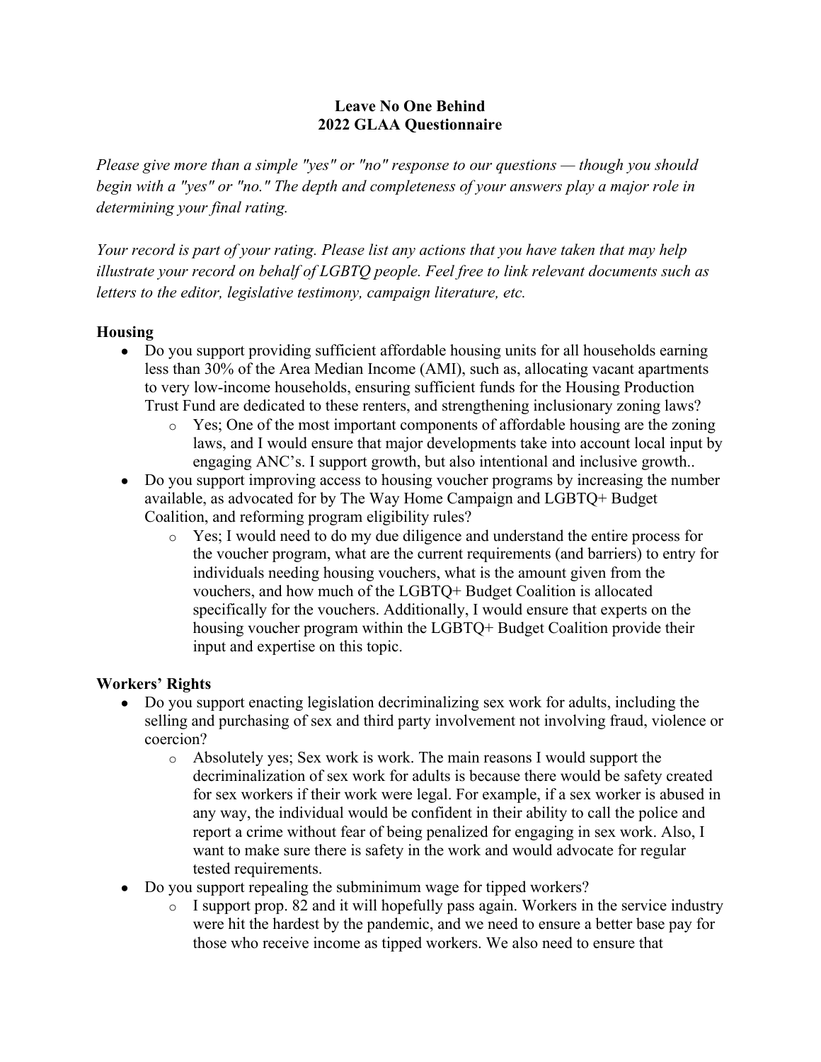**Leave No One Behind**
**2022 GLAA Questionnaire**

*Please give more than a simple "yes" or "no" response to our questions — though you should begin with a "yes" or "no." The depth and completeness of your answers play a major role in determining your final rating.*

*Your record is part of your rating. Please list any actions that you have taken that may help illustrate your record on behalf of LGBTQ people. Feel free to link relevant documents such as letters to the editor, legislative testimony, campaign literature, etc.*

**Housing**

- Do you support providing sufficient affordable housing units for all households earning less than 30% of the Area Median Income (AMI), such as, allocating vacant apartments to very low-income households, ensuring sufficient funds for the Housing Production Trust Fund are dedicated to these renters, and strengthening inclusionary zoning laws?
    - Yes; One of the most important components of affordable housing are the zoning laws, and I would ensure that major developments take into account local input by engaging ANC's. I support growth, but also intentional and inclusive growth..
- Do you support improving access to housing voucher programs by increasing the number available, as advocated for by The Way Home Campaign and LGBTQ+ Budget Coalition, and reforming program eligibility rules?
    - Yes; I would need to do my due diligence and understand the entire process for the voucher program, what are the current requirements (and barriers) to entry for individuals needing housing vouchers, what is the amount given from the vouchers, and how much of the LGBTQ+ Budget Coalition is allocated specifically for the vouchers. Additionally, I would ensure that experts on the housing voucher program within the LGBTQ+ Budget Coalition provide their input and expertise on this topic.

**Workers' Rights**

- Do you support enacting legislation decriminalizing sex work for adults, including the selling and purchasing of sex and third party involvement not involving fraud, violence or coercion?
    - Absolutely yes; Sex work is work. The main reasons I would support the decriminalization of sex work for adults is because there would be safety created for sex workers if their work were legal. For example, if a sex worker is abused in any way, the individual would be confident in their ability to call the police and report a crime without fear of being penalized for engaging in sex work. Also, I want to make sure there is safety in the work and would advocate for regular tested requirements.
- Do you support repealing the subminimum wage for tipped workers?
    - I support prop. 82 and it will hopefully pass again. Workers in the service industry were hit the hardest by the pandemic, and we need to ensure a better base pay for those who receive income as tipped workers. We also need to ensure that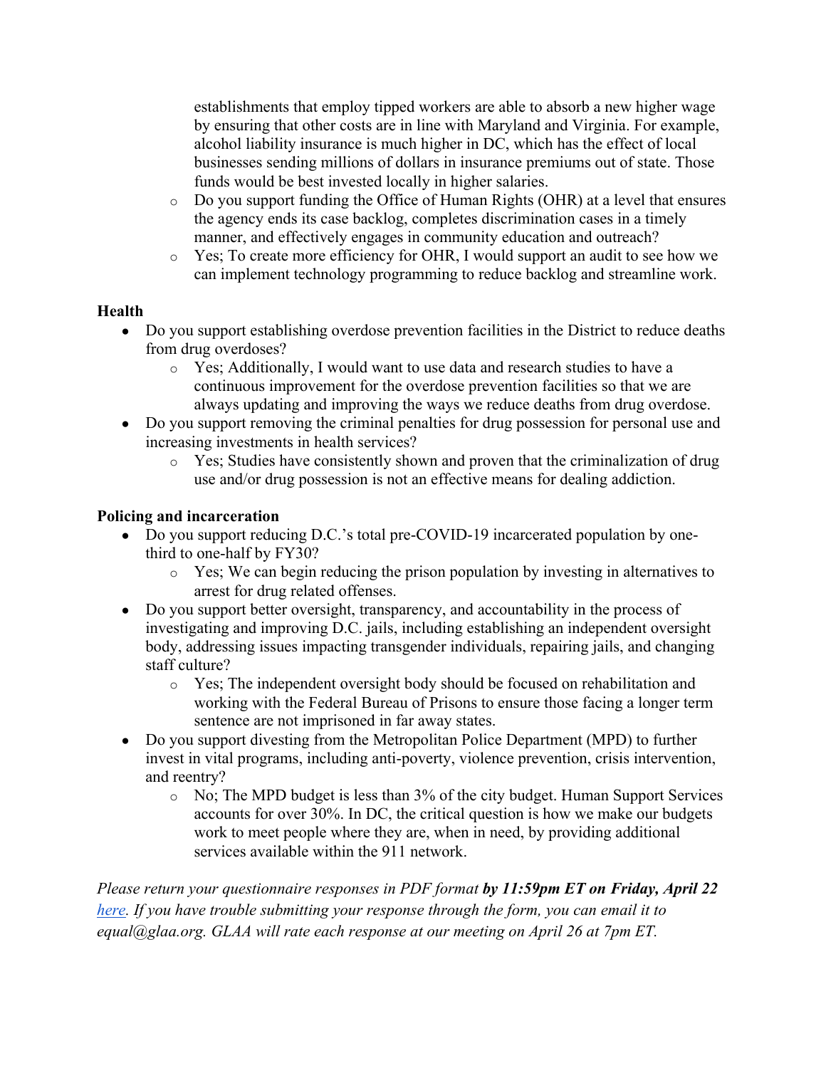establishments that employ tipped workers are able to absorb a new higher wage by ensuring that other costs are in line with Maryland and Virginia. For example, alcohol liability insurance is much higher in DC, which has the effect of local businesses sending millions of dollars in insurance premiums out of state. Those funds would be best invested locally in higher salaries.

- Do you support funding the Office of Human Rights (OHR) at a level that ensures the agency ends its case backlog, completes discrimination cases in a timely manner, and effectively engages in community education and outreach?
- Yes; To create more efficiency for OHR, I would support an audit to see how we can implement technology programming to reduce backlog and streamline work.

**Health**

- Do you support establishing overdose prevention facilities in the District to reduce deaths from drug overdoses?
  - Yes; Additionally, I would want to use data and research studies to have a continuous improvement for the overdose prevention facilities so that we are always updating and improving the ways we reduce deaths from drug overdose.
- Do you support removing the criminal penalties for drug possession for personal use and increasing investments in health services?
  - Yes; Studies have consistently shown and proven that the criminalization of drug use and/or drug possession is not an effective means for dealing addiction.

**Policing and incarceration**

- Do you support reducing D.C.'s total pre-COVID-19 incarcerated population by one-third to one-half by FY30?
  - Yes; We can begin reducing the prison population by investing in alternatives to arrest for drug related offenses.
- Do you support better oversight, transparency, and accountability in the process of investigating and improving D.C. jails, including establishing an independent oversight body, addressing issues impacting transgender individuals, repairing jails, and changing staff culture?
  - Yes; The independent oversight body should be focused on rehabilitation and working with the Federal Bureau of Prisons to ensure those facing a longer term sentence are not imprisoned in far away states.
- Do you support divesting from the Metropolitan Police Department (MPD) to further invest in vital programs, including anti-poverty, violence prevention, crisis intervention, and reentry?
  - No; The MPD budget is less than 3% of the city budget. Human Support Services accounts for over 30%. In DC, the critical question is how we make our budgets work to meet people where they are, when in need, by providing additional services available within the 911 network.

*Please return your questionnaire responses in PDF format* ***by 11:59pm ET on Friday, April 22*** *here. If you have trouble submitting your response through the form, you can email it to equal@glaa.org. GLAA will rate each response at our meeting on April 26 at 7pm ET.*